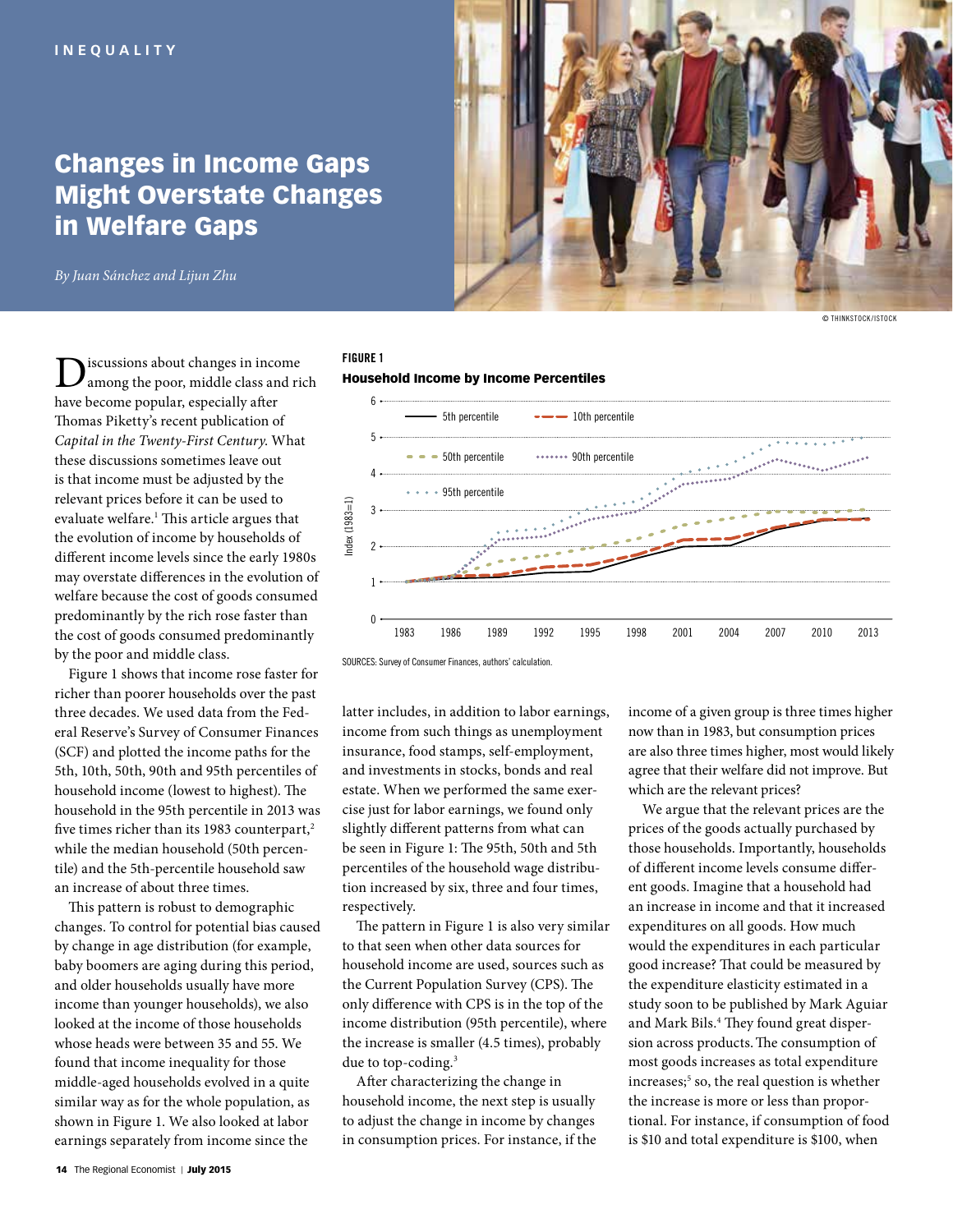INEQUALITY

# Changes in Income Gaps Might Overstate Changes in Welfare Gaps

*By Juan Sánchez and Lijun Zhu*

© THINKSTOCK/ISTOCK

Discussions about changes in income among the poor, middle class and rich have become popular, especially after Thomas Piketty's recent publication of *Capital in the Twenty-First Century*. What these discussions sometimes leave out is that income must be adjusted by the relevant prices before it can be used to evaluate welfare.[1] This article argues that the evolution of income by households of different income levels since the early 1980s may overstate differences in the evolution of welfare because the cost of goods consumed predominantly by the rich rose faster than the cost of goods consumed predominantly by the poor and middle class.

Figure 1 shows that income rose faster for richer than poorer households over the past three decades. We used data from the Federal Reserve's Survey of Consumer Finances (SCF) and plotted the income paths for the 5th, 10th, 50th, 90th and 95th percentiles of household income (lowest to highest). The household in the 95th percentile in 2013 was five times richer than its 1983 counterpart,[2] while the median household (50th percentile) and the 5th-percentile household saw an increase of about three times.

This pattern is robust to demographic changes. To control for potential bias caused by change in age distribution (for example, baby boomers are aging during this period, and older households usually have more income than younger households), we also looked at the income of those households whose heads were between 35 and 55. We found that income inequality for those middle-aged households evolved in a quite similar way as for the whole population, as shown in Figure 1. We also looked at labor earnings separately from income since the latter includes, in addition to labor earnings, income from such things as unemployment insurance, food stamps, self-employment, and investments in stocks, bonds and real estate. When we performed the same exercise just for labor earnings, we found only slightly different patterns from what can be seen in Figure 1: The 95th, 50th and 5th percentiles of the household wage distribution increased by six, three and four times, respectively.

The pattern in Figure 1 is also very similar to that seen when other data sources for household income are used, sources such as the Current Population Survey (CPS). The only difference with CPS is in the top of the income distribution (95th percentile), where the increase is smaller (4.5 times), probably due to top-coding.[3]

After characterizing the change in household income, the next step is usually to adjust the change in income by changes in consumption prices. For instance, if the income of a given group is three times higher now than in 1983, but consumption prices are also three times higher, most would likely agree that their welfare did not improve. But which are the relevant prices?

We argue that the relevant prices are the prices of the goods actually purchased by those households. Importantly, households of different income levels consume different goods. Imagine that a household had an increase in income and that it increased expenditures on all goods. How much would the expenditures in each particular good increase? That could be measured by the expenditure elasticity estimated in a study soon to be published by Mark Aguiar and Mark Bils.[4] They found great dispersion across products. The consumption of most goods increases as total expenditure increases;[5] so, the real question is whether the increase is more or less than proportional. For instance, if consumption of food is $10 and total expenditure is $100, when

**FIGURE 1**

**Household Income by Income Percentiles**

SOURCES: Survey of Consumer Finances, authors' calculation.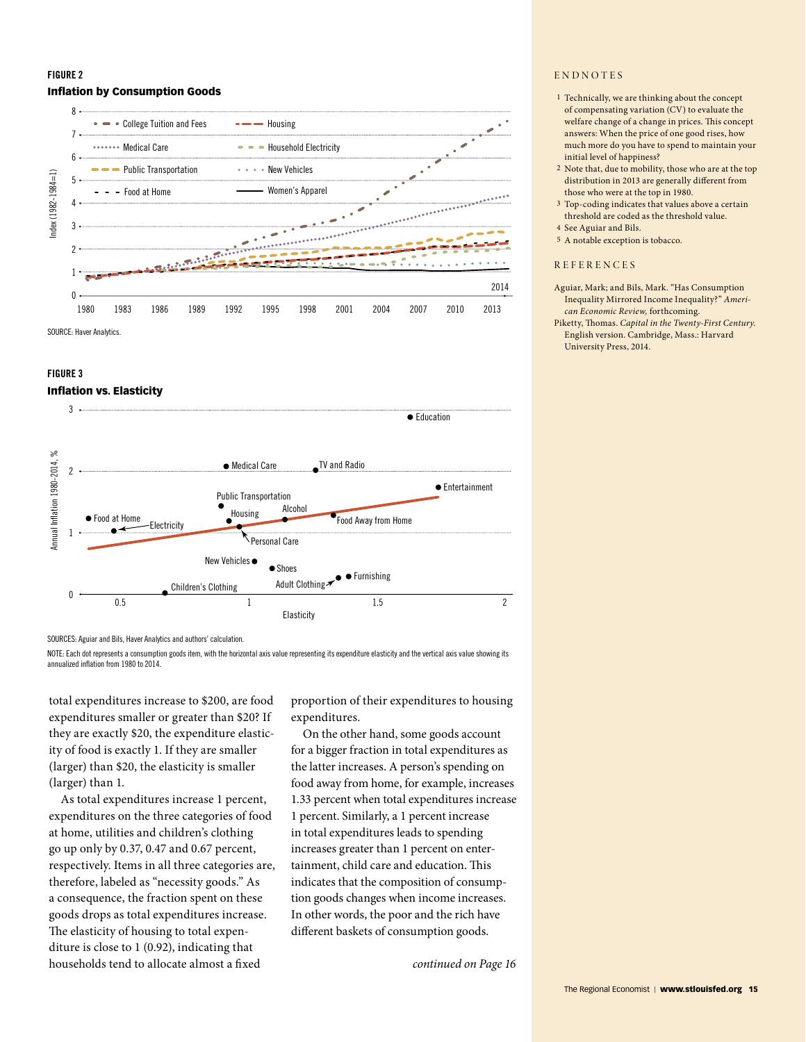**FIGURE 2**

**Inflation by Consumption Goods**

SOURCE: Haver Analytics.

**FIGURE 3**

**Inflation vs. Elasticity**

SOURCES: Aguiar and Bils, Haver Analytics and authors' calculation.

NOTE: Each dot represents a consumption goods item, with the horizontal axis value representing its expenditure elasticity and the vertical axis value showing its annualized inflation from 1980 to 2014.

total expenditures increase to $200, are food expenditures smaller or greater than $20? If they are exactly $20, the expenditure elasticity of food is exactly 1. If they are smaller (larger) than $20, the elasticity is smaller (larger) than 1.

As total expenditures increase 1 percent, expenditures on the three categories of food at home, utilities and children's clothing go up only by 0.37, 0.47 and 0.67 percent, respectively. Items in all three categories are, therefore, labeled as "necessity goods." As a consequence, the fraction spent on these goods drops as total expenditures increase. The elasticity of housing to total expenditure is close to 1 (0.92), indicating that households tend to allocate almost a fixed proportion of their expenditures to housing expenditures.

On the other hand, some goods account for a bigger fraction in total expenditures as the latter increases. A person's spending on food away from home, for example, increases 1.33 percent when total expenditures increase 1 percent. Similarly, a 1 percent increase in total expenditures leads to spending increases greater than 1 percent on entertainment, child care and education. This indicates that the composition of consumption goods changes when income increases. In other words, the poor and the rich have different baskets of consumption goods.

*continued on Page 16*

## ENDNOTES

1. Technically, we are thinking about the concept of compensating variation (CV) to evaluate the welfare change of a change in prices. This concept answers: When the price of one good rises, how much more do you have to spend to maintain your initial level of happiness?
2. Note that, due to mobility, those who are at the top distribution in 2013 are generally different from those who were at the top in 1980.
3. Top-coding indicates that values above a certain threshold are coded as the threshold value.
4. See Aguiar and Bils.
5. A notable exception is tobacco.

## REFERENCES

Aguiar, Mark; and Bils, Mark. "Has Consumption Inequality Mirrored Income Inequality?" *American Economic Review*, forthcoming.

Piketty, Thomas. *Capital in the Twenty-First Century*. English version. Cambridge, Mass.: Harvard University Press, 2014.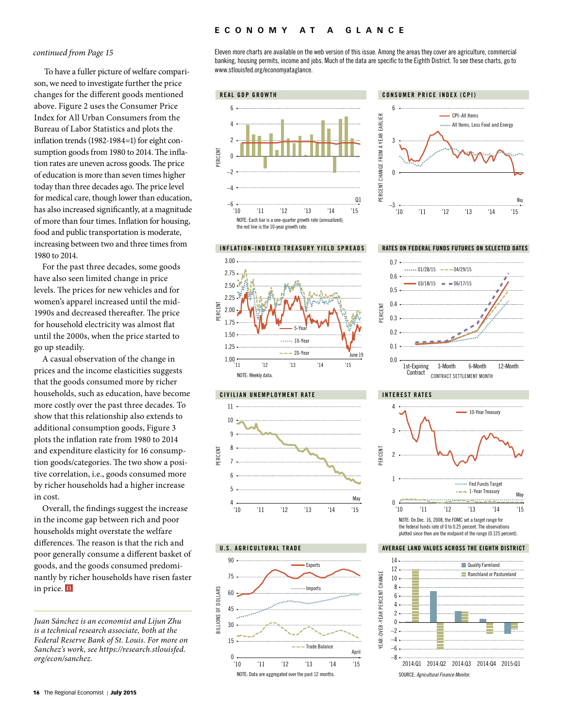*continued from Page 15*

To have a fuller picture of welfare comparison, we need to investigate further the price changes for the different goods mentioned above. Figure 2 uses the Consumer Price Index for All Urban Consumers from the Bureau of Labor Statistics and plots the inflation trends (1982-1984=1) for eight consumption goods from 1980 to 2014. The inflation rates are uneven across goods. The price of education is more than seven times higher today than three decades ago. The price level for medical care, though lower than education, has also increased significantly, at a magnitude of more than four times. Inflation for housing, food and public transportation is moderate, increasing between two and three times from 1980 to 2014.

For the past three decades, some goods have also seen limited change in price levels. The prices for new vehicles and for women's apparel increased until the mid-1990s and decreased thereafter. The price for household electricity was almost flat until the 2000s, when the price started to go up steadily.

A casual observation of the change in prices and the income elasticities suggests that the goods consumed more by richer households, such as education, have become more costly over the past three decades. To show that this relationship also extends to additional consumption goods, Figure 3 plots the inflation rate from 1980 to 2014 and expenditure elasticity for 16 consumption goods/categories. The two show a positive correlation, i.e., goods consumed more by richer households had a higher increase in cost.

Overall, the findings suggest the increase in the income gap between rich and poor households might overstate the welfare differences. The reason is that the rich and poor generally consume a different basket of goods, and the goods consumed predominantly by richer households have risen faster in price.

---

*Juan Sánchez is an economist and Lijun Zhu is a technical research associate, both at the Federal Reserve Bank of St. Louis. For more on Sanchez's work, see https://research.stlouisfed.org/econ/sanchez.*

# ECONOMY AT A GLANCE

Eleven more charts are available on the web version of this issue. Among the areas they cover are agriculture, commercial banking, housing permits, income and jobs. Much of the data are specific to the Eighth District. To see these charts, go to www.stlouisfed.org/economyataglance.

## REAL GDP GROWTH

PERCENT
6, 4, 2, 0, −2, −4, −6
'10 '11 '12 '13 '14 '15
Q1

NOTE: Each bar is a one-quarter growth rate (annualized); the red line is the 10-year growth rate.

## CONSUMER PRICE INDEX (CPI)

PERCENT CHANGE FROM A YEAR EARLIER
6, 3, 0, −3
'10 '11 '12 '13 '14 '15
CPI–All Items
All Items, Less Food and Energy
May

## INFLATION-INDEXED TREASURY YIELD SPREADS

PERCENT
3.00, 2.75, 2.50, 2.25, 2.00, 1.75, 1.50, 1.25, 1.00
'11 '12 '13 '14 '15
5-Year
10-Year
20-Year
June 19

NOTE: Weekly data.

## RATES ON FEDERAL FUNDS FUTURES ON SELECTED DATES

PERCENT
0.7, 0.6, 0.5, 0.4, 0.3, 0.2, 0.1, 0.0
01/28/15
04/29/15
03/18/15
06/17/15
1st-Expiring Contract, 3-Month, 6-Month, 12-Month
CONTRACT SETTLEMENT MONTH

## CIVILIAN UNEMPLOYMENT RATE

PERCENT
11, 10, 9, 8, 7, 6, 5, 4
'10 '11 '12 '13 '14 '15
May

## INTEREST RATES

PERCENT
4, 3, 2, 1, 0
'10 '11 '12 '13 '14 '15
10-Year Treasury
Fed Funds Target
1-Year Treasury
May

NOTE: On Dec. 16, 2008, the FOMC set a target range for the federal funds rate of 0 to 0.25 percent. The observations plotted since then are the midpoint of the range (0.125 percent).

## U.S. AGRICULTURAL TRADE

BILLIONS OF DOLLARS
90, 75, 60, 45, 30, 15, 0
'10 '11 '12 '13 '14 '15
Exports
Imports
Trade Balance
April

NOTE: Data are aggregated over the past 12 months.

## AVERAGE LAND VALUES ACROSS THE EIGHTH DISTRICT

YEAR-OVER-YEAR PERCENT CHANGE
14, 12, 10, 8, 6, 4, 2, 0, −2, −4, −6, −8
Quality Farmland
Ranchland or Pastureland
2014:Q1 2014:Q2 2014:Q3 2014:Q4 2015:Q1

SOURCE: *Agricultural Finance Monitor.*